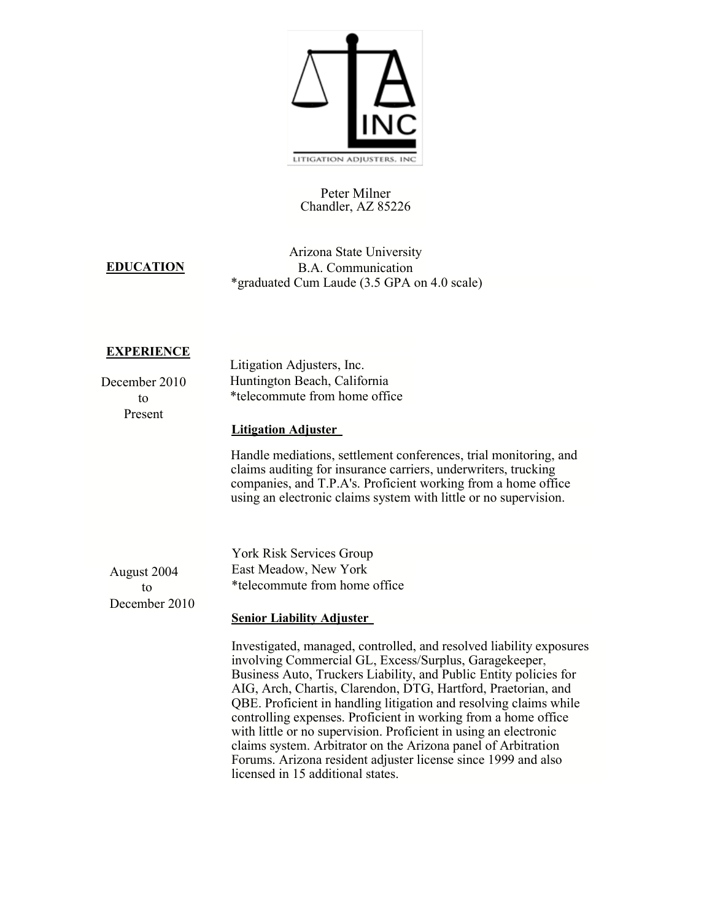Peter Milner
Chandler, AZ 85226

## EDUCATION

Arizona State University
B.A. Communication
*graduated Cum Laude (3.5 GPA on 4.0 scale)

## EXPERIENCE

**December 2010 to Present**

Litigation Adjusters, Inc.
Huntington Beach, California
*telecommute from home office

**Litigation Adjuster**

Handle mediations, settlement conferences, trial monitoring, and claims auditing for insurance carriers, underwriters, trucking companies, and T.P.A's. Proficient working from a home office using an electronic claims system with little or no supervision.

**August 2004 to December 2010**

York Risk Services Group
East Meadow, New York
*telecommute from home office

**Senior Liability Adjuster**

Investigated, managed, controlled, and resolved liability exposures involving Commercial GL, Excess/Surplus, Garagekeeper, Business Auto, Truckers Liability, and Public Entity policies for AIG, Arch, Chartis, Clarendon, DTG, Hartford, Praetorian, and QBE. Proficient in handling litigation and resolving claims while controlling expenses. Proficient in working from a home office with little or no supervision. Proficient in using an electronic claims system. Arbitrator on the Arizona panel of Arbitration Forums. Arizona resident adjuster license since 1999 and also licensed in 15 additional states.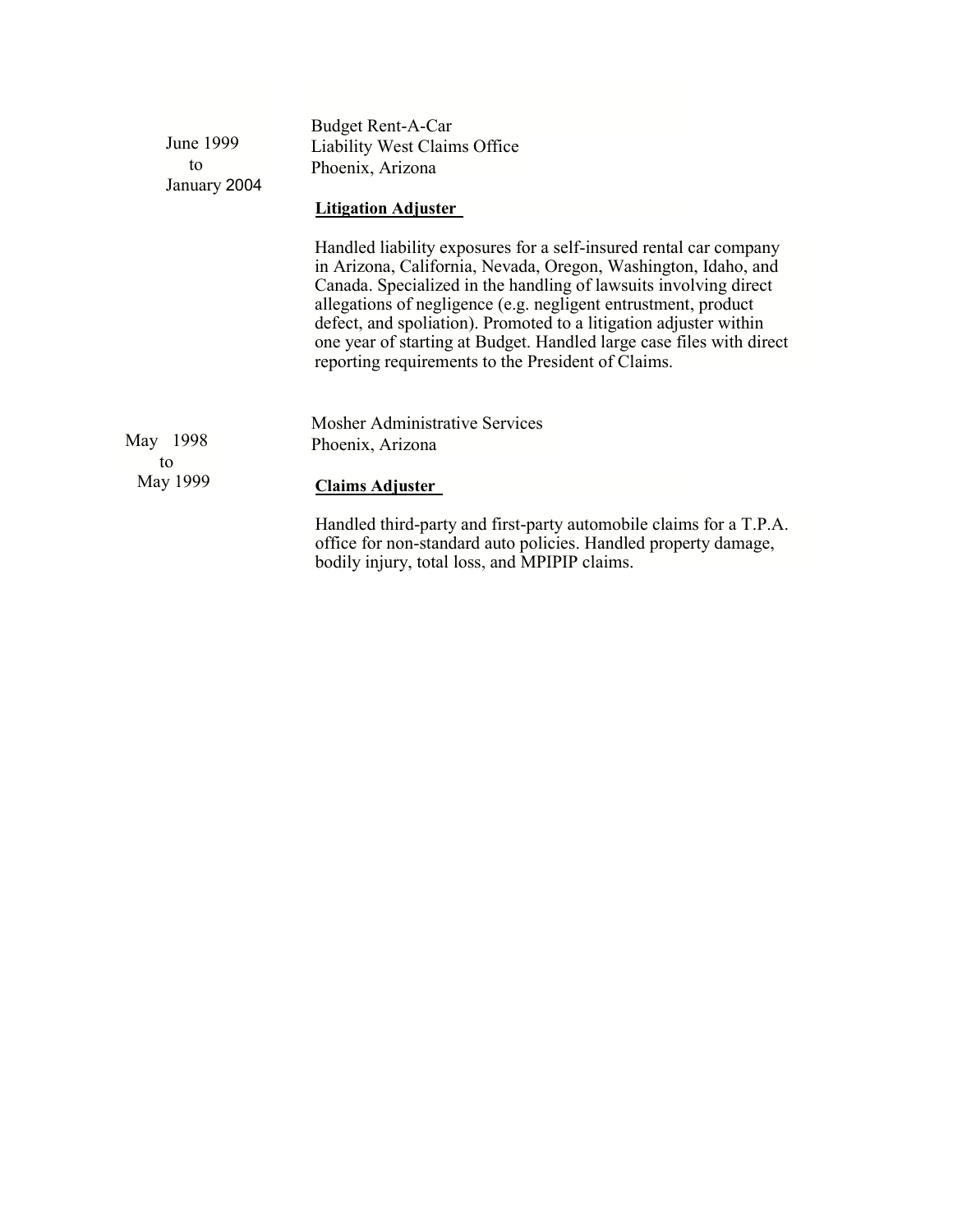June 1999
to
January 2004

Budget Rent-A-Car
Liability West Claims Office
Phoenix, Arizona

**Litigation Adjuster**

Handled liability exposures for a self-insured rental car company in Arizona, California, Nevada, Oregon, Washington, Idaho, and Canada. Specialized in the handling of lawsuits involving direct allegations of negligence (e.g. negligent entrustment, product defect, and spoliation). Promoted to a litigation adjuster within one year of starting at Budget. Handled large case files with direct reporting requirements to the President of Claims.

May 1998
to
May 1999

Mosher Administrative Services
Phoenix, Arizona

**Claims Adjuster**

Handled third-party and first-party automobile claims for a T.P.A. office for non-standard auto policies. Handled property damage, bodily injury, total loss, and MPIPIP claims.